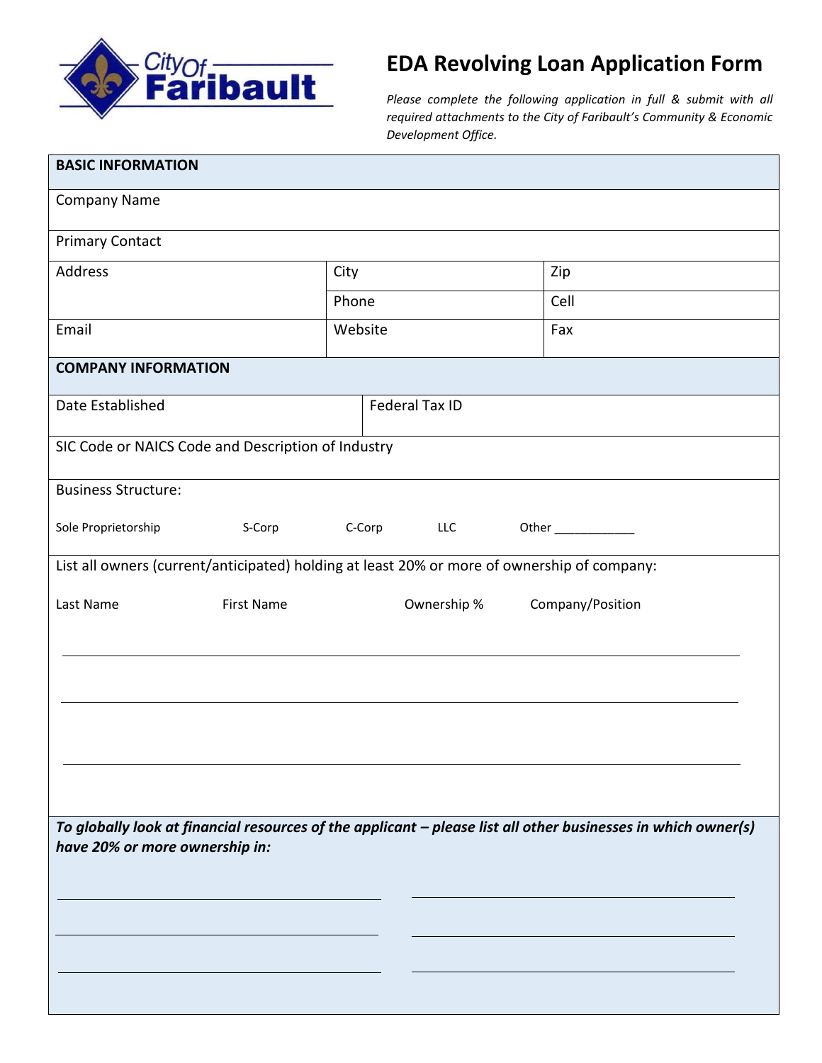City of Faribault

# EDA Revolving Loan Application Form

*Please complete the following application in full & submit with all required attachments to the City of Faribault's Community & Economic Development Office.*

| **BASIC INFORMATION** | | |
|---|---|---|
| Company Name | | |
| Primary Contact | | |
| Address | City | Zip |
| | Phone | Cell |
| Email | Website | Fax |

| **COMPANY INFORMATION** | |
|---|---|
| Date Established | Federal Tax ID |
| SIC Code or NAICS Code and Description of Industry | |

Business Structure:

Sole Proprietorship    S-Corp    C-Corp    LLC    Other ____________

List all owners (current/anticipated) holding at least 20% or more of ownership of company:

| Last Name | First Name | Ownership % | Company/Position |
|---|---|---|---|
| | | | |
| | | | |
| | | | |

***To globally look at financial resources of the applicant – please list all other businesses in which owner(s) have 20% or more ownership in:***

| | |
|---|---|
| | |
| | |
| | |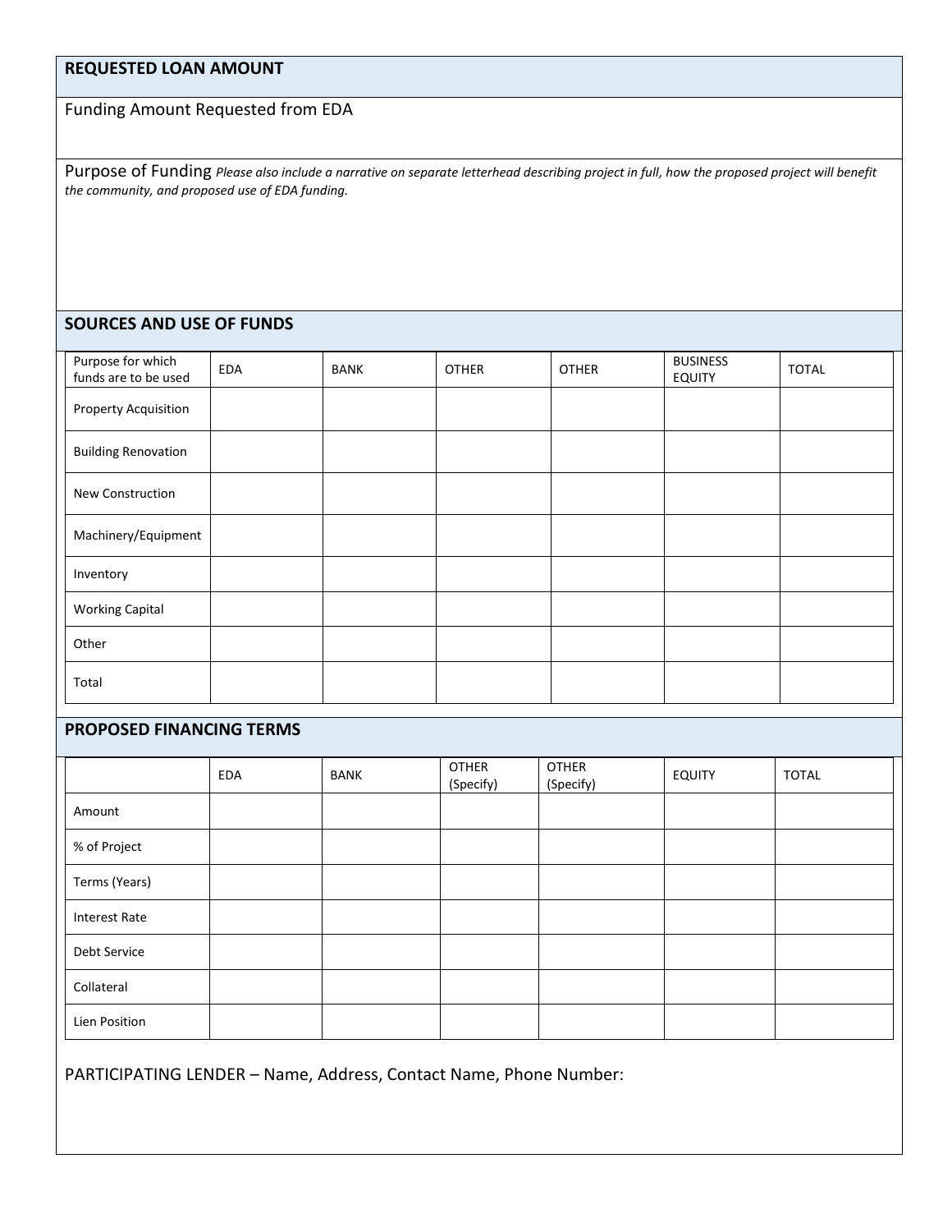## REQUESTED LOAN AMOUNT

Funding Amount Requested from EDA

Purpose of Funding *Please also include a narrative on separate letterhead describing project in full, how the proposed project will benefit the community, and proposed use of EDA funding.*

## SOURCES AND USE OF FUNDS

| Purpose for which funds are to be used | EDA | BANK | OTHER | OTHER | BUSINESS EQUITY | TOTAL |
|---|---|---|---|---|---|---|
| Property Acquisition | | | | | | |
| Building Renovation | | | | | | |
| New Construction | | | | | | |
| Machinery/Equipment | | | | | | |
| Inventory | | | | | | |
| Working Capital | | | | | | |
| Other | | | | | | |
| Total | | | | | | |

## PROPOSED FINANCING TERMS

| | EDA | BANK | OTHER (Specify) | OTHER (Specify) | EQUITY | TOTAL |
|---|---|---|---|---|---|---|
| Amount | | | | | | |
| % of Project | | | | | | |
| Terms (Years) | | | | | | |
| Interest Rate | | | | | | |
| Debt Service | | | | | | |
| Collateral | | | | | | |
| Lien Position | | | | | | |

PARTICIPATING LENDER – Name, Address, Contact Name, Phone Number: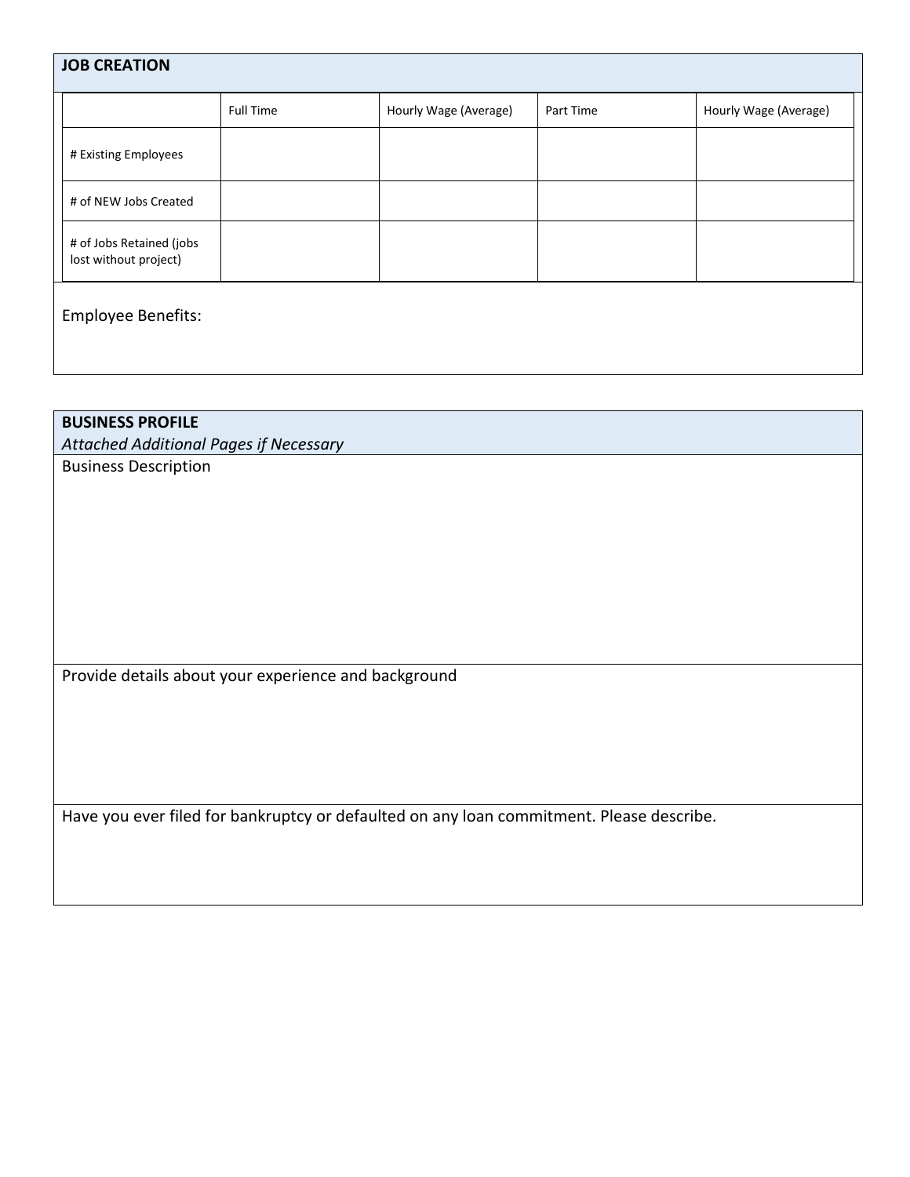## JOB CREATION

| | Full Time | Hourly Wage (Average) | Part Time | Hourly Wage (Average) |
|---|---|---|---|---|
| # Existing Employees | | | | |
| # of NEW Jobs Created | | | | |
| # of Jobs Retained (jobs lost without project) | | | | |

Employee Benefits:

## BUSINESS PROFILE

*Attached Additional Pages if Necessary*

Business Description

Provide details about your experience and background

Have you ever filed for bankruptcy or defaulted on any loan commitment. Please describe.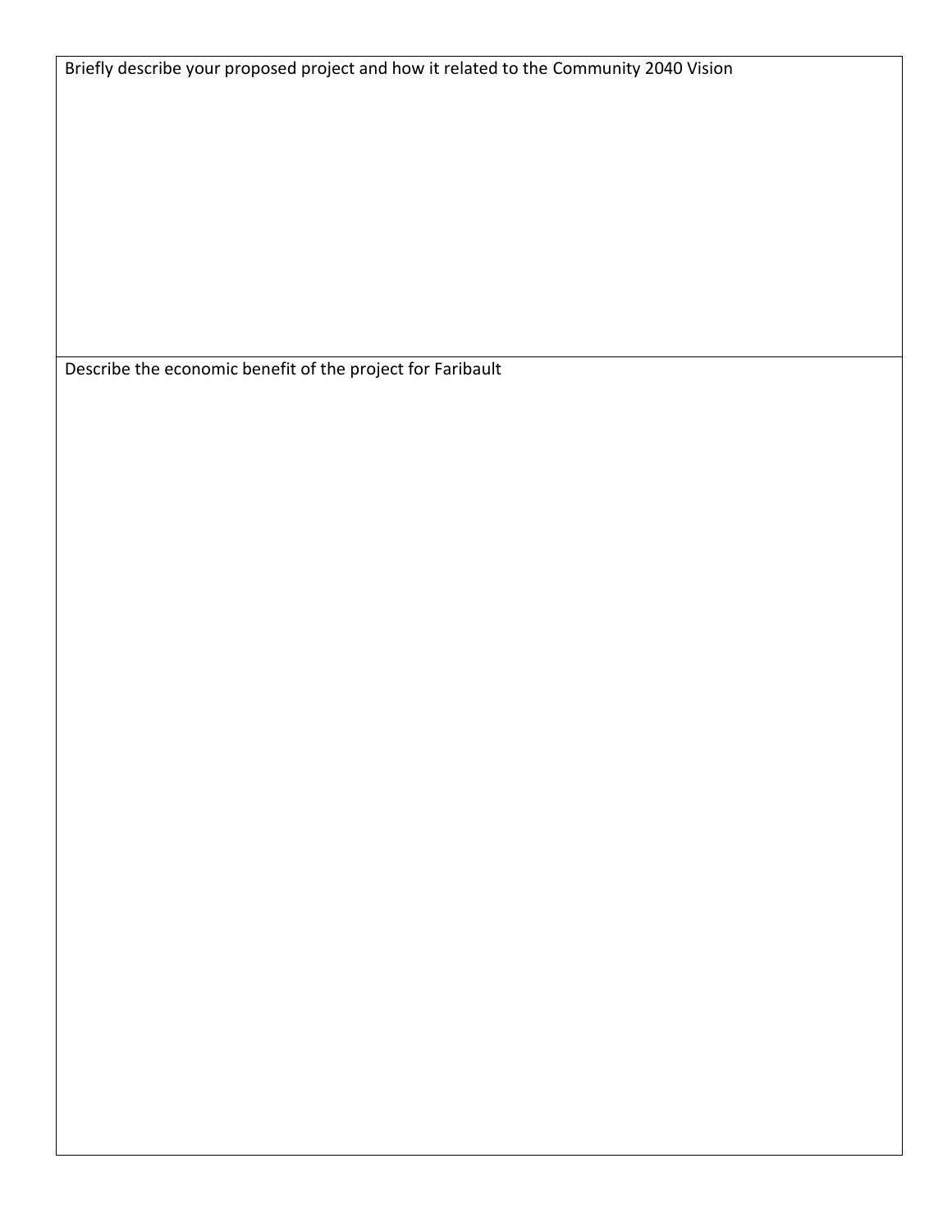Briefly describe your proposed project and how it related to the Community 2040 Vision

Describe the economic benefit of the project for Faribault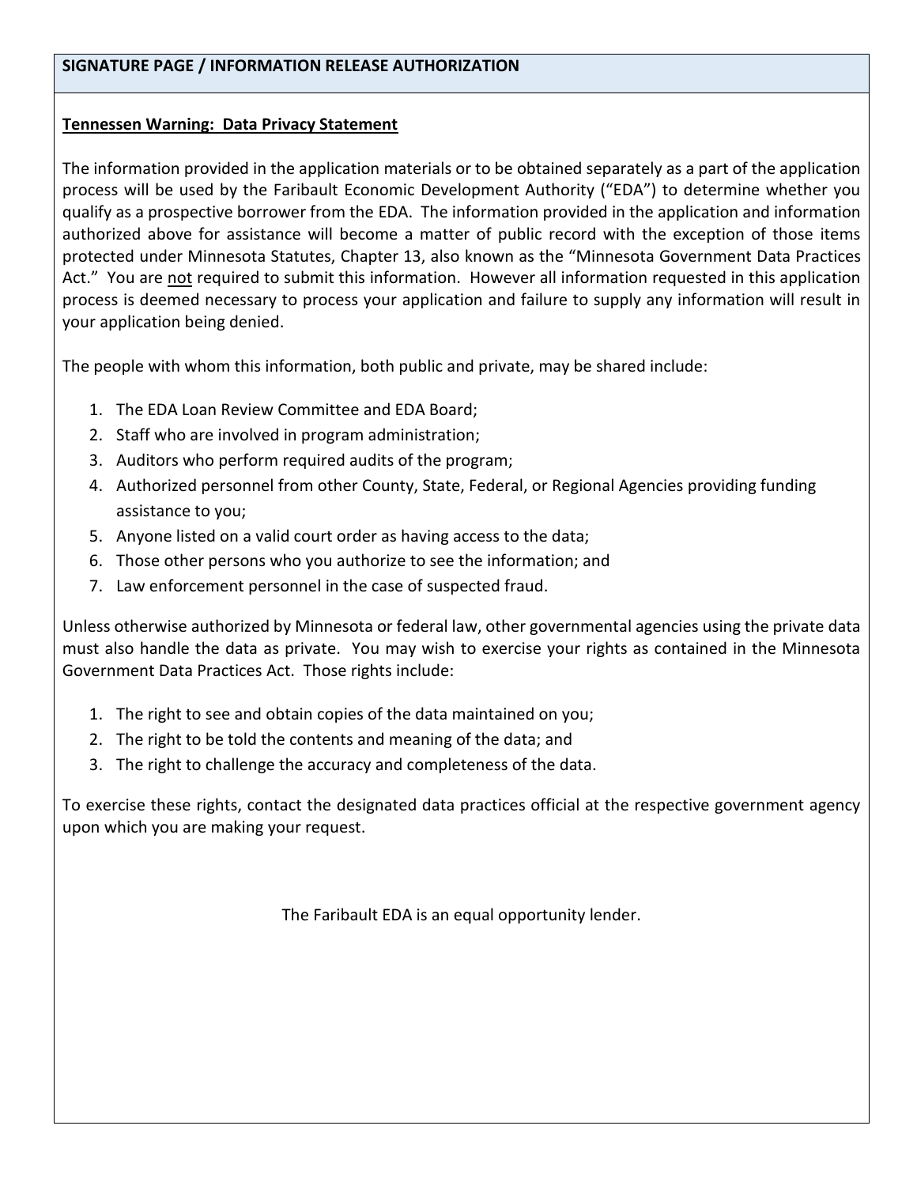## SIGNATURE PAGE / INFORMATION RELEASE AUTHORIZATION

**Tennessen Warning: Data Privacy Statement**

The information provided in the application materials or to be obtained separately as a part of the application process will be used by the Faribault Economic Development Authority ("EDA") to determine whether you qualify as a prospective borrower from the EDA. The information provided in the application and information authorized above for assistance will become a matter of public record with the exception of those items protected under Minnesota Statutes, Chapter 13, also known as the "Minnesota Government Data Practices Act." You are not required to submit this information. However all information requested in this application process is deemed necessary to process your application and failure to supply any information will result in your application being denied.

The people with whom this information, both public and private, may be shared include:

1. The EDA Loan Review Committee and EDA Board;
2. Staff who are involved in program administration;
3. Auditors who perform required audits of the program;
4. Authorized personnel from other County, State, Federal, or Regional Agencies providing funding assistance to you;
5. Anyone listed on a valid court order as having access to the data;
6. Those other persons who you authorize to see the information; and
7. Law enforcement personnel in the case of suspected fraud.

Unless otherwise authorized by Minnesota or federal law, other governmental agencies using the private data must also handle the data as private. You may wish to exercise your rights as contained in the Minnesota Government Data Practices Act. Those rights include:

1. The right to see and obtain copies of the data maintained on you;
2. The right to be told the contents and meaning of the data; and
3. The right to challenge the accuracy and completeness of the data.

To exercise these rights, contact the designated data practices official at the respective government agency upon which you are making your request.

The Faribault EDA is an equal opportunity lender.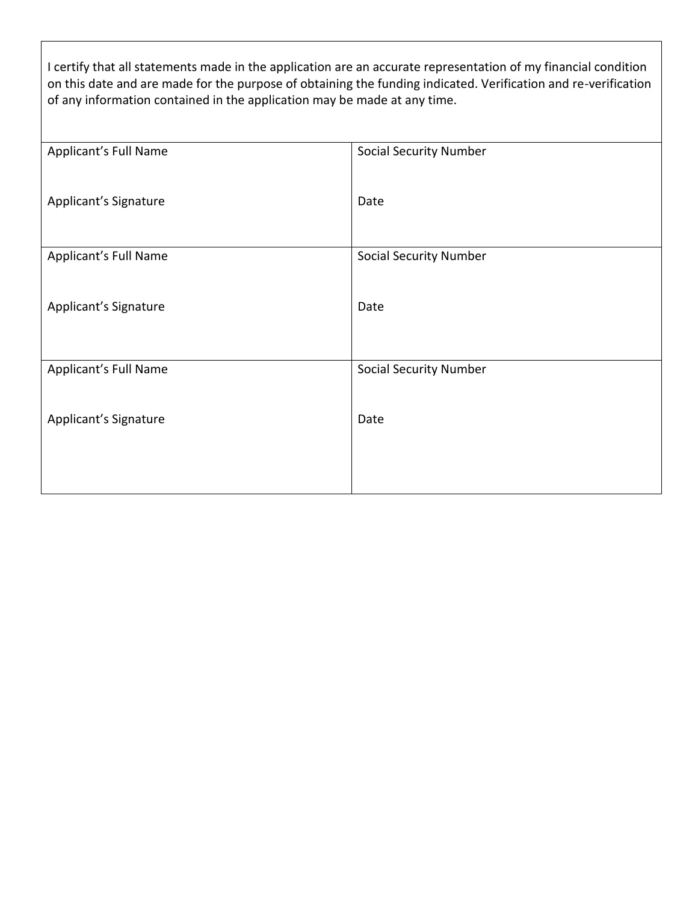I certify that all statements made in the application are an accurate representation of my financial condition on this date and are made for the purpose of obtaining the funding indicated. Verification and re-verification of any information contained in the application may be made at any time.

| | |
|---|---|
| Applicant's Full Name<br><br>Applicant's Signature | Social Security Number<br><br>Date |
| Applicant's Full Name<br><br>Applicant's Signature | Social Security Number<br><br>Date |
| Applicant's Full Name<br><br>Applicant's Signature | Social Security Number<br><br>Date |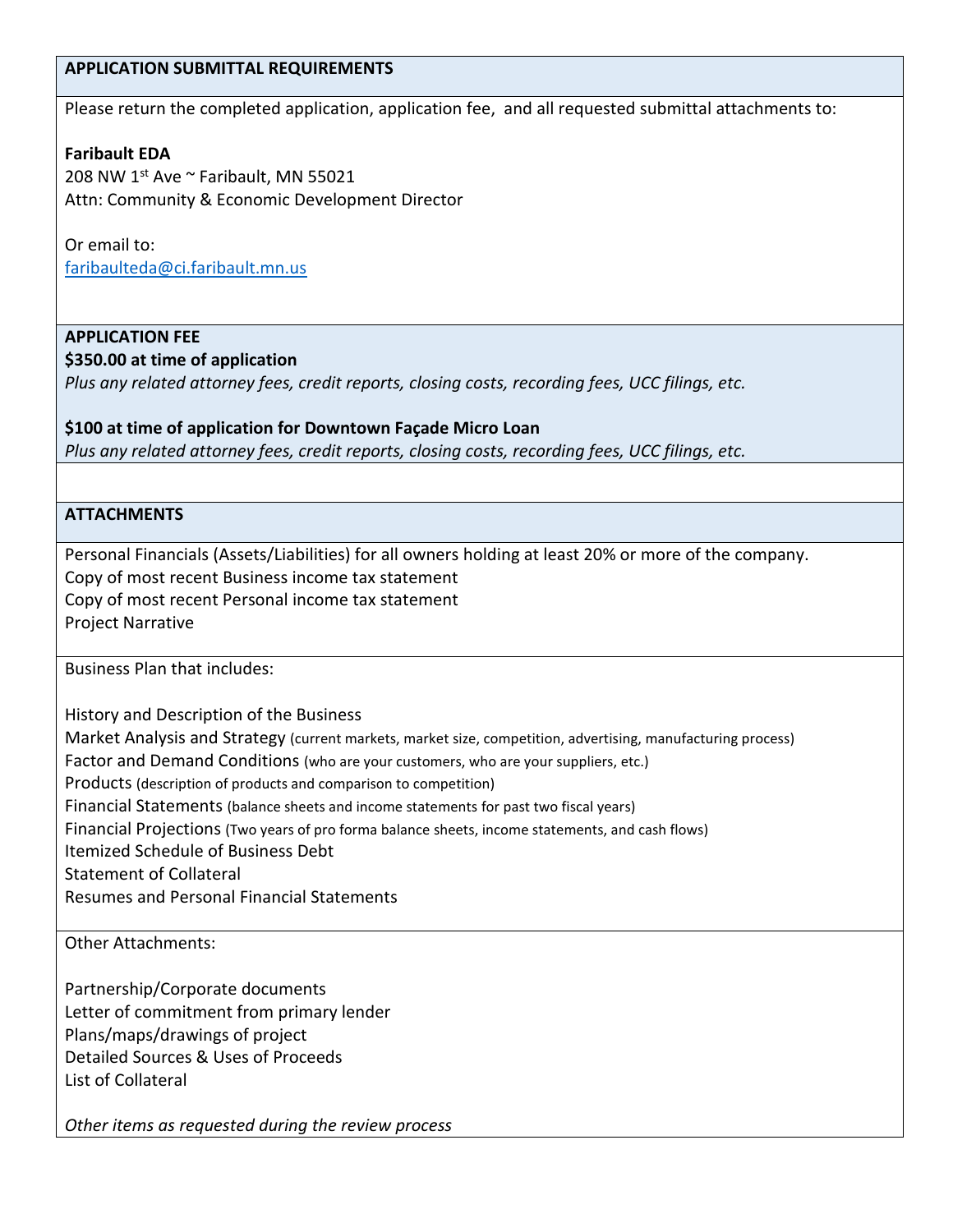## APPLICATION SUBMITTAL REQUIREMENTS

Please return the completed application, application fee, and all requested submittal attachments to:

**Faribault EDA**
208 NW 1st Ave ~ Faribault, MN 55021
Attn: Community & Economic Development Director

Or email to:
faribaulteda@ci.faribault.mn.us

## APPLICATION FEE

**$350.00 at time of application**
*Plus any related attorney fees, credit reports, closing costs, recording fees, UCC filings, etc.*

**$100 at time of application for Downtown Façade Micro Loan**
*Plus any related attorney fees, credit reports, closing costs, recording fees, UCC filings, etc.*

## ATTACHMENTS

Personal Financials (Assets/Liabilities) for all owners holding at least 20% or more of the company.
Copy of most recent Business income tax statement
Copy of most recent Personal income tax statement
Project Narrative

Business Plan that includes:

History and Description of the Business
Market Analysis and Strategy (current markets, market size, competition, advertising, manufacturing process)
Factor and Demand Conditions (who are your customers, who are your suppliers, etc.)
Products (description of products and comparison to competition)
Financial Statements (balance sheets and income statements for past two fiscal years)
Financial Projections (Two years of pro forma balance sheets, income statements, and cash flows)
Itemized Schedule of Business Debt
Statement of Collateral
Resumes and Personal Financial Statements

Other Attachments:

Partnership/Corporate documents
Letter of commitment from primary lender
Plans/maps/drawings of project
Detailed Sources & Uses of Proceeds
List of Collateral

*Other items as requested during the review process*